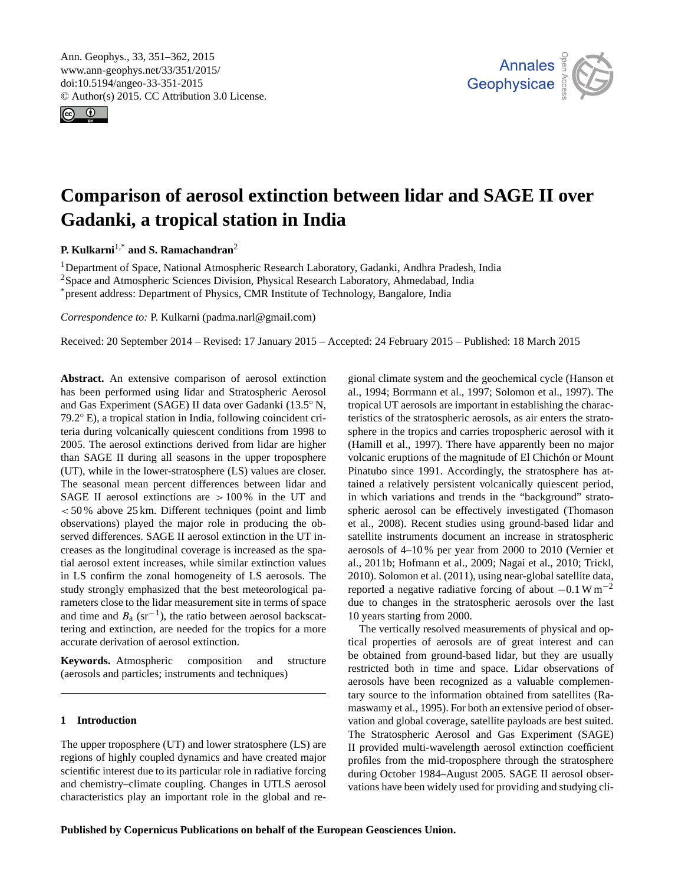# Comparison of aerosol extinction between lidar and SAGE II over Gadanki, a tropical station in India

**P. Kulkarni**[1,*] **and S. Ramachandran**[2]

[1]Department of Space, National Atmospheric Research Laboratory, Gadanki, Andhra Pradesh, India
[2]Space and Atmospheric Sciences Division, Physical Research Laboratory, Ahmedabad, India
[*]present address: Department of Physics, CMR Institute of Technology, Bangalore, India

*Correspondence to:* P. Kulkarni (padma.narl@gmail.com)

Received: 20 September 2014 – Revised: 17 January 2015 – Accepted: 24 February 2015 – Published: 18 March 2015

**Abstract.** An extensive comparison of aerosol extinction has been performed using lidar and Stratospheric Aerosol and Gas Experiment (SAGE) II data over Gadanki (13.5° N, 79.2° E), a tropical station in India, following coincident criteria during volcanically quiescent conditions from 1998 to 2005. The aerosol extinctions derived from lidar are higher than SAGE II during all seasons in the upper troposphere (UT), while in the lower-stratosphere (LS) values are closer. The seasonal mean percent differences between lidar and SAGE II aerosol extinctions are $> 100$ % in the UT and $< 50$ % above 25 km. Different techniques (point and limb observations) played the major role in producing the observed differences. SAGE II aerosol extinction in the UT increases as the longitudinal coverage is increased as the spatial aerosol extent increases, while similar extinction values in LS confirm the zonal homogeneity of LS aerosols. The study strongly emphasized that the best meteorological parameters close to the lidar measurement site in terms of space and time and $B_a$ ($sr^{-1}$), the ratio between aerosol backscattering and extinction, are needed for the tropics for a more accurate derivation of aerosol extinction.

**Keywords.** Atmospheric composition and structure (aerosols and particles; instruments and techniques)

## 1 Introduction

The upper troposphere (UT) and lower stratosphere (LS) are regions of highly coupled dynamics and have created major scientific interest due to its particular role in radiative forcing and chemistry–climate coupling. Changes in UTLS aerosol characteristics play an important role in the global and regional climate system and the geochemical cycle (Hanson et al., 1994; Borrmann et al., 1997; Solomon et al., 1997). The tropical UT aerosols are important in establishing the characteristics of the stratospheric aerosols, as air enters the stratosphere in the tropics and carries tropospheric aerosol with it (Hamill et al., 1997). There have apparently been no major volcanic eruptions of the magnitude of El Chichón or Mount Pinatubo since 1991. Accordingly, the stratosphere has attained a relatively persistent volcanically quiescent period, in which variations and trends in the "background" stratospheric aerosol can be effectively investigated (Thomason et al., 2008). Recent studies using ground-based lidar and satellite instruments document an increase in stratospheric aerosols of 4–10 % per year from 2000 to 2010 (Vernier et al., 2011b; Hofmann et al., 2009; Nagai et al., 2010; Trickl, 2010). Solomon et al. (2011), using near-global satellite data, reported a negative radiative forcing of about $-0.1\,W\,m^{-2}$ due to changes in the stratospheric aerosols over the last 10 years starting from 2000.

The vertically resolved measurements of physical and optical properties of aerosols are of great interest and can be obtained from ground-based lidar, but they are usually restricted both in time and space. Lidar observations of aerosols have been recognized as a valuable complementary source to the information obtained from satellites (Ramaswamy et al., 1995). For both an extensive period of observation and global coverage, satellite payloads are best suited. The Stratospheric Aerosol and Gas Experiment (SAGE) II provided multi-wavelength aerosol extinction coefficient profiles from the mid-troposphere through the stratosphere during October 1984–August 2005. SAGE II aerosol observations have been widely used for providing and studying cli-

**Published by Copernicus Publications on behalf of the European Geosciences Union.**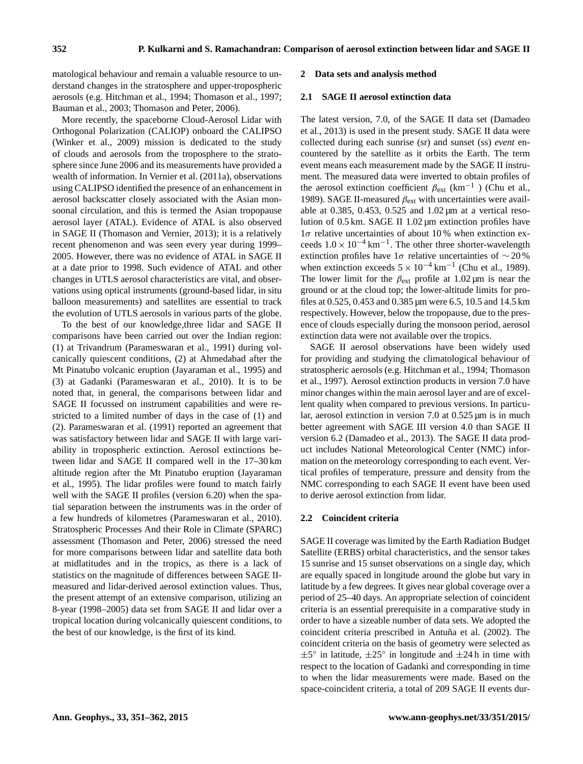matological behaviour and remain a valuable resource to understand changes in the stratosphere and upper-tropospheric aerosols (e.g. Hitchman et al., 1994; Thomason et al., 1997; Bauman et al., 2003; Thomason and Peter, 2006).

More recently, the spaceborne Cloud-Aerosol Lidar with Orthogonal Polarization (CALIOP) onboard the CALIPSO (Winker et al., 2009) mission is dedicated to the study of clouds and aerosols from the troposphere to the stratosphere since June 2006 and its measurements have provided a wealth of information. In Vernier et al. (2011a), observations using CALIPSO identified the presence of an enhancement in aerosol backscatter closely associated with the Asian monsoonal circulation, and this is termed the Asian tropopause aerosol layer (ATAL). Evidence of ATAL is also observed in SAGE II (Thomason and Vernier, 2013); it is a relatively recent phenomenon and was seen every year during 1999–2005. However, there was no evidence of ATAL in SAGE II at a date prior to 1998. Such evidence of ATAL and other changes in UTLS aerosol characteristics are vital, and observations using optical instruments (ground-based lidar, in situ balloon measurements) and satellites are essential to track the evolution of UTLS aerosols in various parts of the globe.

To the best of our knowledge,three lidar and SAGE II comparisons have been carried out over the Indian region: (1) at Trivandrum (Parameswaran et al., 1991) during volcanically quiescent conditions, (2) at Ahmedabad after the Mt Pinatubo volcanic eruption (Jayaraman et al., 1995) and (3) at Gadanki (Parameswaran et al., 2010). It is to be noted that, in general, the comparisons between lidar and SAGE II focussed on instrument capabilities and were restricted to a limited number of days in the case of (1) and (2). Parameswaran et al. (1991) reported an agreement that was satisfactory between lidar and SAGE II with large variability in tropospheric extinction. Aerosol extinctions between lidar and SAGE II compared well in the 17–30 km altitude region after the Mt Pinatubo eruption (Jayaraman et al., 1995). The lidar profiles were found to match fairly well with the SAGE II profiles (version 6.20) when the spatial separation between the instruments was in the order of a few hundreds of kilometres (Parameswaran et al., 2010). Stratospheric Processes And their Role in Climate (SPARC) assessment (Thomason and Peter, 2006) stressed the need for more comparisons between lidar and satellite data both at midlatitudes and in the tropics, as there is a lack of statistics on the magnitude of differences between SAGE II-measured and lidar-derived aerosol extinction values. Thus, the present attempt of an extensive comparison, utilizing an 8-year (1998–2005) data set from SAGE II and lidar over a tropical location during volcanically quiescent conditions, to the best of our knowledge, is the first of its kind.

## 2 Data sets and analysis method

### 2.1 SAGE II aerosol extinction data

The latest version, 7.0, of the SAGE II data set (Damadeo et al., 2013) is used in the present study. SAGE II data were collected during each sunrise (sr) and sunset (ss) *event* encountered by the satellite as it orbits the Earth. The term event means each measurement made by the SAGE II instrument. The measured data were inverted to obtain profiles of the aerosol extinction coefficient $\beta_{\text{ext}}$ (km$^{-1}$ ) (Chu et al., 1989). SAGE II-measured $\beta_{\text{ext}}$ with uncertainties were available at 0.385, 0.453, 0.525 and 1.02 µm at a vertical resolution of 0.5 km. SAGE II 1.02 µm extinction profiles have $1\sigma$ relative uncertainties of about 10 % when extinction exceeds $1.0 \times 10^{-4}$ km$^{-1}$. The other three shorter-wavelength extinction profiles have $1\sigma$ relative uncertainties of $\sim 20$ % when extinction exceeds $5 \times 10^{-4}$ km$^{-1}$ (Chu et al., 1989). The lower limit for the $\beta_{\text{ext}}$ profile at 1.02 µm is near the ground or at the cloud top; the lower-altitude limits for profiles at 0.525, 0.453 and 0.385 µm were 6.5, 10.5 and 14.5 km respectively. However, below the tropopause, due to the presence of clouds especially during the monsoon period, aerosol extinction data were not available over the tropics.

SAGE II aerosol observations have been widely used for providing and studying the climatological behaviour of stratospheric aerosols (e.g. Hitchman et al., 1994; Thomason et al., 1997). Aerosol extinction products in version 7.0 have minor changes within the main aerosol layer and are of excellent quality when compared to previous versions. In particular, aerosol extinction in version 7.0 at 0.525 µm is in much better agreement with SAGE III version 4.0 than SAGE II version 6.2 (Damadeo et al., 2013). The SAGE II data product includes National Meteorological Center (NMC) information on the meteorology corresponding to each event. Vertical profiles of temperature, pressure and density from the NMC corresponding to each SAGE II event have been used to derive aerosol extinction from lidar.

### 2.2 Coincident criteria

SAGE II coverage was limited by the Earth Radiation Budget Satellite (ERBS) orbital characteristics, and the sensor takes 15 sunrise and 15 sunset observations on a single day, which are equally spaced in longitude around the globe but vary in latitude by a few degrees. It gives near global coverage over a period of 25–40 days. An appropriate selection of coincident criteria is an essential prerequisite in a comparative study in order to have a sizeable number of data sets. We adopted the coincident criteria prescribed in Antuña et al. (2002). The coincident criteria on the basis of geometry were selected as $\pm 5^{\circ}$ in latitude, $\pm 25^{\circ}$ in longitude and $\pm 24$ h in time with respect to the location of Gadanki and corresponding in time to when the lidar measurements were made. Based on the space-coincident criteria, a total of 209 SAGE II events dur-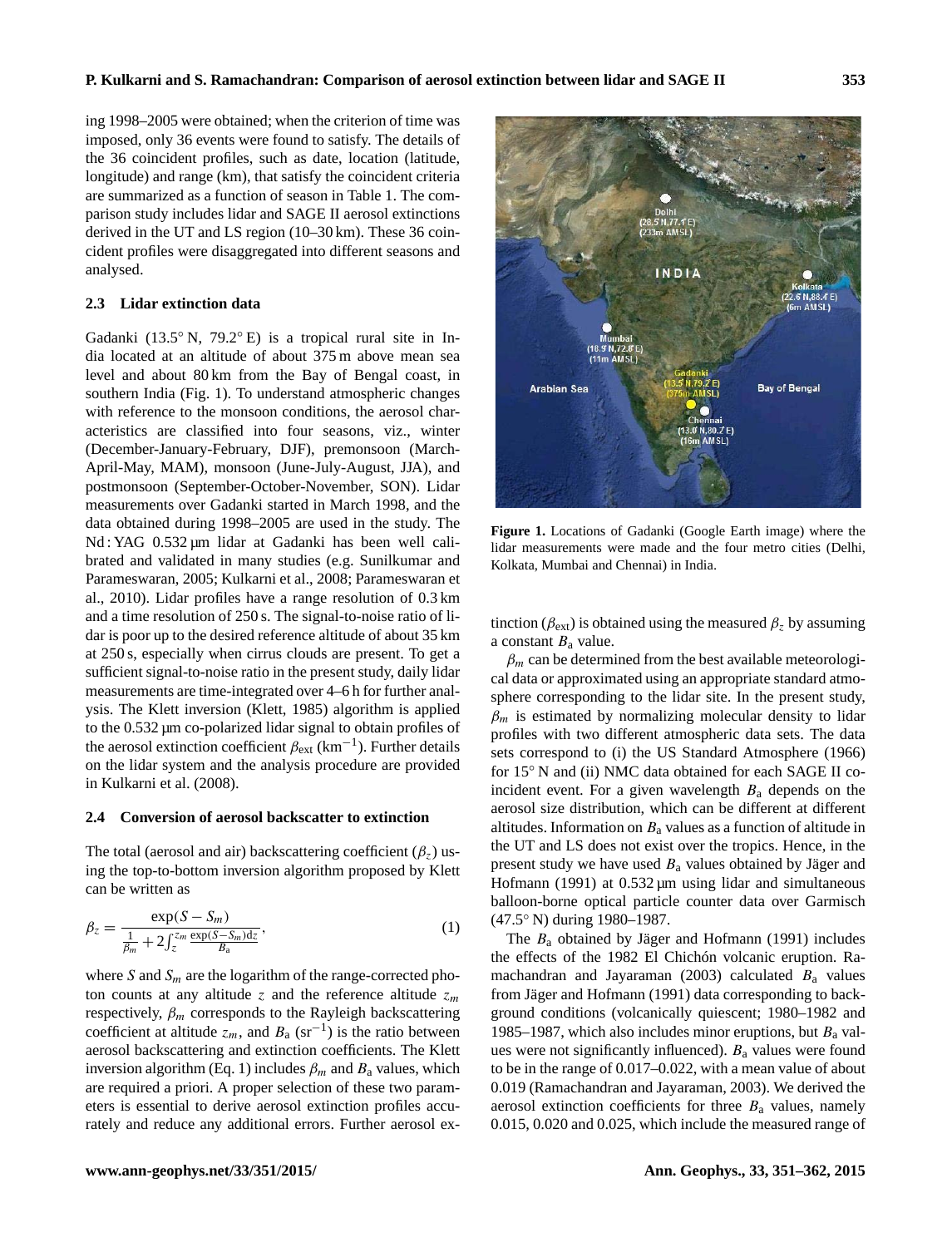ing 1998–2005 were obtained; when the criterion of time was imposed, only 36 events were found to satisfy. The details of the 36 coincident profiles, such as date, location (latitude, longitude) and range (km), that satisfy the coincident criteria are summarized as a function of season in Table 1. The comparison study includes lidar and SAGE II aerosol extinctions derived in the UT and LS region (10–30 km). These 36 coincident profiles were disaggregated into different seasons and analysed.

### 2.3 Lidar extinction data

Gadanki (13.5° N, 79.2° E) is a tropical rural site in India located at an altitude of about 375 m above mean sea level and about 80 km from the Bay of Bengal coast, in southern India (Fig. 1). To understand atmospheric changes with reference to the monsoon conditions, the aerosol characteristics are classified into four seasons, viz., winter (December-January-February, DJF), premonsoon (March-April-May, MAM), monsoon (June-July-August, JJA), and postmonsoon (September-October-November, SON). Lidar measurements over Gadanki started in March 1998, and the data obtained during 1998–2005 are used in the study. The Nd : YAG 0.532 µm lidar at Gadanki has been well calibrated and validated in many studies (e.g. Sunilkumar and Parameswaran, 2005; Kulkarni et al., 2008; Parameswaran et al., 2010). Lidar profiles have a range resolution of 0.3 km and a time resolution of 250 s. The signal-to-noise ratio of lidar is poor up to the desired reference altitude of about 35 km at 250 s, especially when cirrus clouds are present. To get a sufficient signal-to-noise ratio in the present study, daily lidar measurements are time-integrated over 4–6 h for further analysis. The Klett inversion (Klett, 1985) algorithm is applied to the 0.532 µm co-polarized lidar signal to obtain profiles of the aerosol extinction coefficient $\beta_{\text{ext}}$ (km$^{-1}$). Further details on the lidar system and the analysis procedure are provided in Kulkarni et al. (2008).

### 2.4 Conversion of aerosol backscatter to extinction

The total (aerosol and air) backscattering coefficient ($\beta_z$) using the top-to-bottom inversion algorithm proposed by Klett can be written as

$$\beta_z = \frac{\exp(S - S_m)}{\frac{1}{\beta_m} + 2\int_z^{z_m} \frac{\exp(S-S_m)\mathrm{d}z}{B_\mathrm{a}}}, \tag{1}$$

where $S$ and $S_m$ are the logarithm of the range-corrected photon counts at any altitude $z$ and the reference altitude $z_m$ respectively, $\beta_m$ corresponds to the Rayleigh backscattering coefficient at altitude $z_m$, and $B_\mathrm{a}$ (sr$^{-1}$) is the ratio between aerosol backscattering and extinction coefficients. The Klett inversion algorithm (Eq. 1) includes $\beta_m$ and $B_\mathrm{a}$ values, which are required a priori. A proper selection of these two parameters is essential to derive aerosol extinction profiles accurately and reduce any additional errors. Further aerosol extinction ($\beta_{\text{ext}}$) is obtained using the measured $\beta_z$ by assuming a constant $B_\mathrm{a}$ value.

Figure 1. Locations of Gadanki (Google Earth image) where the lidar measurements were made and the four metro cities (Delhi, Kolkata, Mumbai and Chennai) in India.

$\beta_m$ can be determined from the best available meteorological data or approximated using an appropriate standard atmosphere corresponding to the lidar site. In the present study, $\beta_m$ is estimated by normalizing molecular density to lidar profiles with two different atmospheric data sets. The data sets correspond to (i) the US Standard Atmosphere (1966) for 15° N and (ii) NMC data obtained for each SAGE II coincident event. For a given wavelength $B_\mathrm{a}$ depends on the aerosol size distribution, which can be different at different altitudes. Information on $B_\mathrm{a}$ values as a function of altitude in the UT and LS does not exist over the tropics. Hence, in the present study we have used $B_\mathrm{a}$ values obtained by Jäger and Hofmann (1991) at 0.532 µm using lidar and simultaneous balloon-borne optical particle counter data over Garmisch (47.5° N) during 1980–1987.

The $B_\mathrm{a}$ obtained by Jäger and Hofmann (1991) includes the effects of the 1982 El Chichón volcanic eruption. Ramachandran and Jayaraman (2003) calculated $B_\mathrm{a}$ values from Jäger and Hofmann (1991) data corresponding to background conditions (volcanically quiescent; 1980–1982 and 1985–1987, which also includes minor eruptions, but $B_\mathrm{a}$ values were not significantly influenced). $B_\mathrm{a}$ values were found to be in the range of 0.017–0.022, with a mean value of about 0.019 (Ramachandran and Jayaraman, 2003). We derived the aerosol extinction coefficients for three $B_\mathrm{a}$ values, namely 0.015, 0.020 and 0.025, which include the measured range of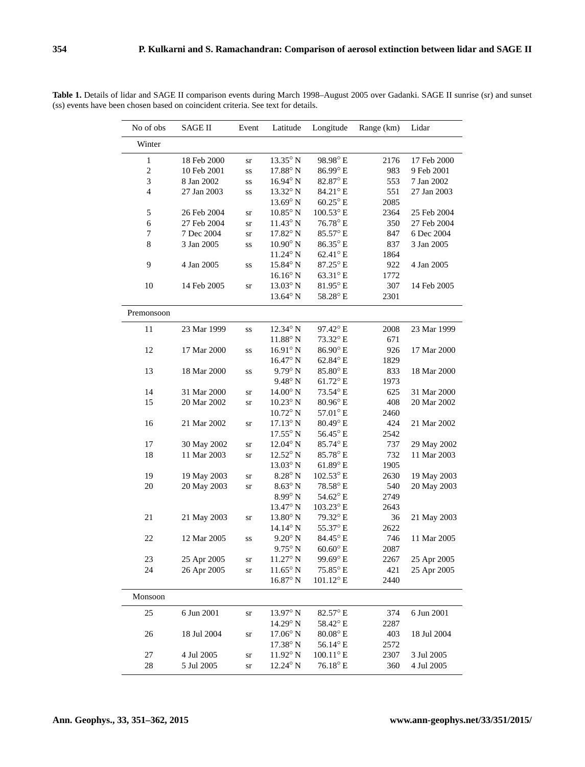**Table 1.** Details of lidar and SAGE II comparison events during March 1998–August 2005 over Gadanki. SAGE II sunrise (sr) and sunset (ss) events have been chosen based on coincident criteria. See text for details.

| No of obs | SAGE II | Event | Latitude | Longitude | Range (km) | Lidar |
|---|---|---|---|---|---|---|
| Winter | | | | | | |
| 1 | 18 Feb 2000 | sr | 13.35° N | 98.98° E | 2176 | 17 Feb 2000 |
| 2 | 10 Feb 2001 | ss | 17.88° N | 86.99° E | 983 | 9 Feb 2001 |
| 3 | 8 Jan 2002 | ss | 16.94° N | 82.87° E | 553 | 7 Jan 2002 |
| 4 | 27 Jan 2003 | ss | 13.32° N | 84.21° E | 551 | 27 Jan 2003 |
| | | | 13.69° N | 60.25° E | 2085 | |
| 5 | 26 Feb 2004 | sr | 10.85° N | 100.53° E | 2364 | 25 Feb 2004 |
| 6 | 27 Feb 2004 | sr | 11.43° N | 76.78° E | 350 | 27 Feb 2004 |
| 7 | 7 Dec 2004 | sr | 17.82° N | 85.57° E | 847 | 6 Dec 2004 |
| 8 | 3 Jan 2005 | ss | 10.90° N | 86.35° E | 837 | 3 Jan 2005 |
| | | | 11.24° N | 62.41° E | 1864 | |
| 9 | 4 Jan 2005 | ss | 15.84° N | 87.25° E | 922 | 4 Jan 2005 |
| | | | 16.16° N | 63.31° E | 1772 | |
| 10 | 14 Feb 2005 | sr | 13.03° N | 81.95° E | 307 | 14 Feb 2005 |
| | | | 13.64° N | 58.28° E | 2301 | |
| Premonsoon | | | | | | |
| 11 | 23 Mar 1999 | ss | 12.34° N | 97.42° E | 2008 | 23 Mar 1999 |
| | | | 11.88° N | 73.32° E | 671 | |
| 12 | 17 Mar 2000 | ss | 16.91° N | 86.90° E | 926 | 17 Mar 2000 |
| | | | 16.47° N | 62.84° E | 1829 | |
| 13 | 18 Mar 2000 | ss | 9.79° N | 85.80° E | 833 | 18 Mar 2000 |
| | | | 9.48° N | 61.72° E | 1973 | |
| 14 | 31 Mar 2000 | sr | 14.00° N | 73.54° E | 625 | 31 Mar 2000 |
| 15 | 20 Mar 2002 | sr | 10.23° N | 80.96° E | 408 | 20 Mar 2002 |
| | | | 10.72° N | 57.01° E | 2460 | |
| 16 | 21 Mar 2002 | sr | 17.13° N | 80.49° E | 424 | 21 Mar 2002 |
| | | | 17.55° N | 56.45° E | 2542 | |
| 17 | 30 May 2002 | sr | 12.04° N | 85.74° E | 737 | 29 May 2002 |
| 18 | 11 Mar 2003 | sr | 12.52° N | 85.78° E | 732 | 11 Mar 2003 |
| | | | 13.03° N | 61.89° E | 1905 | |
| 19 | 19 May 2003 | sr | 8.28° N | 102.53° E | 2630 | 19 May 2003 |
| 20 | 20 May 2003 | sr | 8.63° N | 78.58° E | 540 | 20 May 2003 |
| | | | 8.99° N | 54.62° E | 2749 | |
| | | | 13.47° N | 103.23° E | 2643 | |
| 21 | 21 May 2003 | sr | 13.80° N | 79.32° E | 36 | 21 May 2003 |
| | | | 14.14° N | 55.37° E | 2622 | |
| 22 | 12 Mar 2005 | ss | 9.20° N | 84.45° E | 746 | 11 Mar 2005 |
| | | | 9.75° N | 60.60° E | 2087 | |
| 23 | 25 Apr 2005 | sr | 11.27° N | 99.69° E | 2267 | 25 Apr 2005 |
| 24 | 26 Apr 2005 | sr | 11.65° N | 75.85° E | 421 | 25 Apr 2005 |
| | | | 16.87° N | 101.12° E | 2440 | |
| Monsoon | | | | | | |
| 25 | 6 Jun 2001 | sr | 13.97° N | 82.57° E | 374 | 6 Jun 2001 |
| | | | 14.29° N | 58.42° E | 2287 | |
| 26 | 18 Jul 2004 | sr | 17.06° N | 80.08° E | 403 | 18 Jul 2004 |
| | | | 17.38° N | 56.14° E | 2572 | |
| 27 | 4 Jul 2005 | sr | 11.92° N | 100.11° E | 2307 | 3 Jul 2005 |
| 28 | 5 Jul 2005 | sr | 12.24° N | 76.18° E | 360 | 4 Jul 2005 |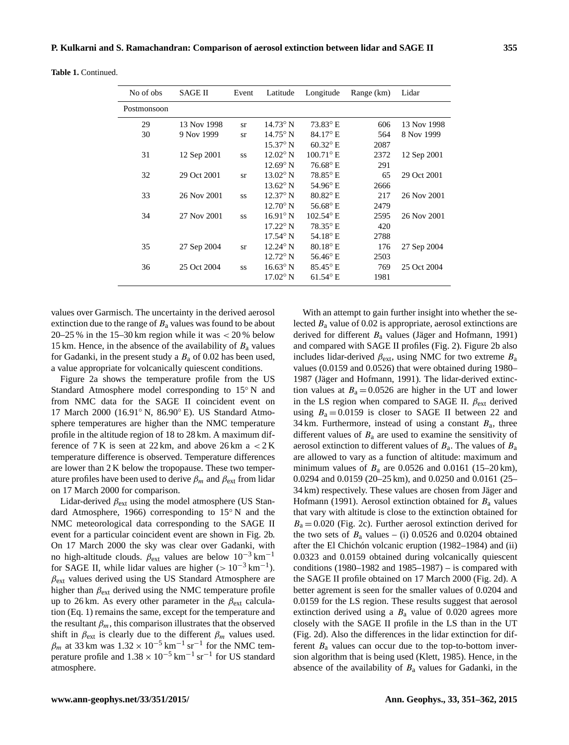**Table 1.** Continued.

| No of obs | SAGE II | Event | Latitude | Longitude | Range (km) | Lidar |
|---|---|---|---|---|---|---|
| Postmonsoon | | | | | | |
| 29 | 13 Nov 1998 | sr | 14.73° N | 73.83° E | 606 | 13 Nov 1998 |
| 30 | 9 Nov 1999 | sr | 14.75° N | 84.17° E | 564 | 8 Nov 1999 |
| | | | 15.37° N | 60.32° E | 2087 | |
| 31 | 12 Sep 2001 | ss | 12.02° N | 100.71° E | 2372 | 12 Sep 2001 |
| | | | 12.69° N | 76.68° E | 291 | |
| 32 | 29 Oct 2001 | sr | 13.02° N | 78.85° E | 65 | 29 Oct 2001 |
| | | | 13.62° N | 54.96° E | 2666 | |
| 33 | 26 Nov 2001 | ss | 12.37° N | 80.82° E | 217 | 26 Nov 2001 |
| | | | 12.70° N | 56.68° E | 2479 | |
| 34 | 27 Nov 2001 | ss | 16.91° N | 102.54° E | 2595 | 26 Nov 2001 |
| | | | 17.22° N | 78.35° E | 420 | |
| | | | 17.54° N | 54.18° E | 2788 | |
| 35 | 27 Sep 2004 | sr | 12.24° N | 80.18° E | 176 | 27 Sep 2004 |
| | | | 12.72° N | 56.46° E | 2503 | |
| 36 | 25 Oct 2004 | ss | 16.63° N | 85.45° E | 769 | 25 Oct 2004 |
| | | | 17.02° N | 61.54° E | 1981 | |

values over Garmisch. The uncertainty in the derived aerosol extinction due to the range of $B_a$ values was found to be about 20–25 % in the 15–30 km region while it was < 20 % below 15 km. Hence, in the absence of the availability of $B_a$ values for Gadanki, in the present study a $B_a$ of 0.02 has been used, a value appropriate for volcanically quiescent conditions.

Figure 2a shows the temperature profile from the US Standard Atmosphere model corresponding to 15° N and from NMC data for the SAGE II coincident event on 17 March 2000 (16.91° N, 86.90° E). US Standard Atmosphere temperatures are higher than the NMC temperature profile in the altitude region of 18 to 28 km. A maximum difference of 7 K is seen at 22 km, and above 26 km a < 2 K temperature difference is observed. Temperature differences are lower than 2 K below the tropopause. These two temperature profiles have been used to derive $\beta_m$ and $\beta_{ext}$ from lidar on 17 March 2000 for comparison.

Lidar-derived $\beta_{ext}$ using the model atmosphere (US Standard Atmosphere, 1966) corresponding to 15° N and the NMC meteorological data corresponding to the SAGE II event for a particular coincident event are shown in Fig. 2b. On 17 March 2000 the sky was clear over Gadanki, with no high-altitude clouds. $\beta_{ext}$ values are below $10^{-3}\,km^{-1}$ for SAGE II, while lidar values are higher ($> 10^{-3}\,km^{-1}$). $\beta_{ext}$ values derived using the US Standard Atmosphere are higher than $\beta_{ext}$ derived using the NMC temperature profile up to 26 km. As every other parameter in the $\beta_{ext}$ calculation (Eq. 1) remains the same, except for the temperature and the resultant $\beta_m$, this comparison illustrates that the observed shift in $\beta_{ext}$ is clearly due to the different $\beta_m$ values used. $\beta_m$ at 33 km was $1.32 \times 10^{-5}\,km^{-1}\,sr^{-1}$ for the NMC temperature profile and $1.38 \times 10^{-5}\,km^{-1}\,sr^{-1}$ for US standard atmosphere.

With an attempt to gain further insight into whether the selected $B_a$ value of 0.02 is appropriate, aerosol extinctions are derived for different $B_a$ values (Jäger and Hofmann, 1991) and compared with SAGE II profiles (Fig. 2). Figure 2b also includes lidar-derived $\beta_{ext}$, using NMC for two extreme $B_a$ values (0.0159 and 0.0526) that were obtained during 1980–1987 (Jäger and Hofmann, 1991). The lidar-derived extinction values at $B_a = 0.0526$ are higher in the UT and lower in the LS region when compared to SAGE II. $\beta_{ext}$ derived using $B_a = 0.0159$ is closer to SAGE II between 22 and 34 km. Furthermore, instead of using a constant $B_a$, three different values of $B_a$ are used to examine the sensitivity of aerosol extinction to different values of $B_a$. The values of $B_a$ are allowed to vary as a function of altitude: maximum and minimum values of $B_a$ are 0.0526 and 0.0161 (15–20 km), 0.0294 and 0.0159 (20–25 km), and 0.0250 and 0.0161 (25–34 km) respectively. These values are chosen from Jäger and Hofmann (1991). Aerosol extinction obtained for $B_a$ values that vary with altitude is close to the extinction obtained for $B_a = 0.020$ (Fig. 2c). Further aerosol extinction derived for the two sets of $B_a$ values – (i) 0.0526 and 0.0204 obtained after the El Chichón volcanic eruption (1982–1984) and (ii) 0.0323 and 0.0159 obtained during volcanically quiescent conditions (1980–1982 and 1985–1987) – is compared with the SAGE II profile obtained on 17 March 2000 (Fig. 2d). A better agreement is seen for the smaller values of 0.0204 and 0.0159 for the LS region. These results suggest that aerosol extinction derived using a $B_a$ value of 0.020 agrees more closely with the SAGE II profile in the LS than in the UT (Fig. 2d). Also the differences in the lidar extinction for different $B_a$ values can occur due to the top-to-bottom inversion algorithm that is being used (Klett, 1985). Hence, in the absence of the availability of $B_a$ values for Gadanki, in the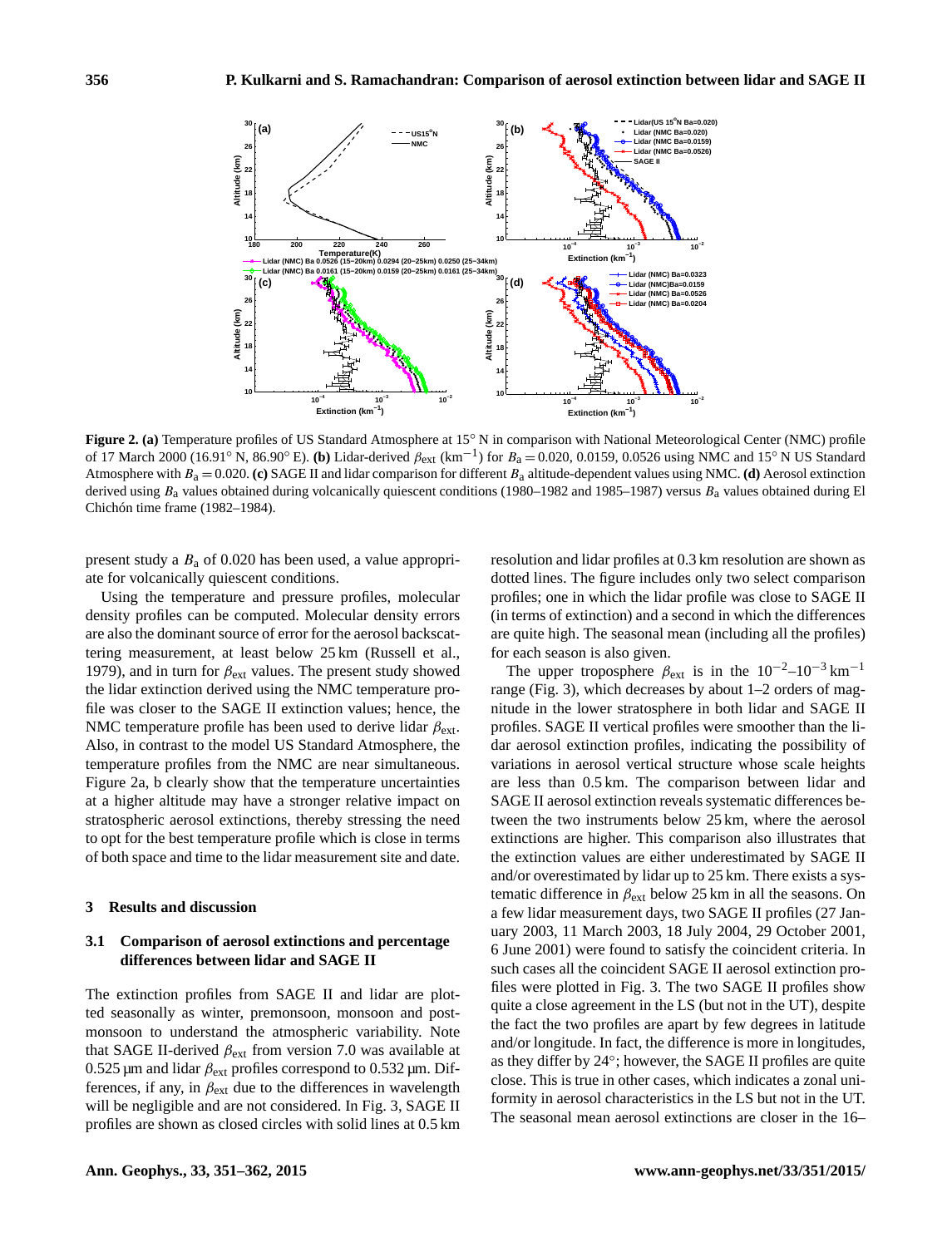**Figure 2. (a)** Temperature profiles of US Standard Atmosphere at 15° N in comparison with National Meteorological Center (NMC) profile of 17 March 2000 (16.91° N, 86.90° E). **(b)** Lidar-derived $\beta_{ext}$ (km$^{-1}$) for $B_a = 0.020$, 0.0159, 0.0526 using NMC and 15° N US Standard Atmosphere with $B_a = 0.020$. **(c)** SAGE II and lidar comparison for different $B_a$ altitude-dependent values using NMC. **(d)** Aerosol extinction derived using $B_a$ values obtained during volcanically quiescent conditions (1980–1982 and 1985–1987) versus $B_a$ values obtained during El Chichón time frame (1982–1984).

present study a $B_a$ of 0.020 has been used, a value appropriate for volcanically quiescent conditions.

Using the temperature and pressure profiles, molecular density profiles can be computed. Molecular density errors are also the dominant source of error for the aerosol backscattering measurement, at least below 25 km (Russell et al., 1979), and in turn for $\beta_{ext}$ values. The present study showed the lidar extinction derived using the NMC temperature profile was closer to the SAGE II extinction values; hence, the NMC temperature profile has been used to derive lidar $\beta_{ext}$. Also, in contrast to the model US Standard Atmosphere, the temperature profiles from the NMC are near simultaneous. Figure 2a, b clearly show that the temperature uncertainties at a higher altitude may have a stronger relative impact on stratospheric aerosol extinctions, thereby stressing the need to opt for the best temperature profile which is close in terms of both space and time to the lidar measurement site and date.

## 3 Results and discussion

### 3.1 Comparison of aerosol extinctions and percentage differences between lidar and SAGE II

The extinction profiles from SAGE II and lidar are plotted seasonally as winter, premonsoon, monsoon and postmonsoon to understand the atmospheric variability. Note that SAGE II-derived $\beta_{ext}$ from version 7.0 was available at 0.525 µm and lidar $\beta_{ext}$ profiles correspond to 0.532 µm. Differences, if any, in $\beta_{ext}$ due to the differences in wavelength will be negligible and are not considered. In Fig. 3, SAGE II profiles are shown as closed circles with solid lines at 0.5 km resolution and lidar profiles at 0.3 km resolution are shown as dotted lines. The figure includes only two select comparison profiles; one in which the lidar profile was close to SAGE II (in terms of extinction) and a second in which the differences are quite high. The seasonal mean (including all the profiles) for each season is also given.

The upper troposphere $\beta_{ext}$ is in the $10^{-2}$–$10^{-3}$ km$^{-1}$ range (Fig. 3), which decreases by about 1–2 orders of magnitude in the lower stratosphere in both lidar and SAGE II profiles. SAGE II vertical profiles were smoother than the lidar aerosol extinction profiles, indicating the possibility of variations in aerosol vertical structure whose scale heights are less than 0.5 km. The comparison between lidar and SAGE II aerosol extinction reveals systematic differences between the two instruments below 25 km, where the aerosol extinctions are higher. This comparison also illustrates that the extinction values are either underestimated by SAGE II and/or overestimated by lidar up to 25 km. There exists a systematic difference in $\beta_{ext}$ below 25 km in all the seasons. On a few lidar measurement days, two SAGE II profiles (27 January 2003, 11 March 2003, 18 July 2004, 29 October 2001, 6 June 2001) were found to satisfy the coincident criteria. In such cases all the coincident SAGE II aerosol extinction profiles were plotted in Fig. 3. The two SAGE II profiles show quite a close agreement in the LS (but not in the UT), despite the fact the two profiles are apart by few degrees in latitude and/or longitude. In fact, the difference is more in longitudes, as they differ by 24°; however, the SAGE II profiles are quite close. This is true in other cases, which indicates a zonal uniformity in aerosol characteristics in the LS but not in the UT. The seasonal mean aerosol extinctions are closer in the 16–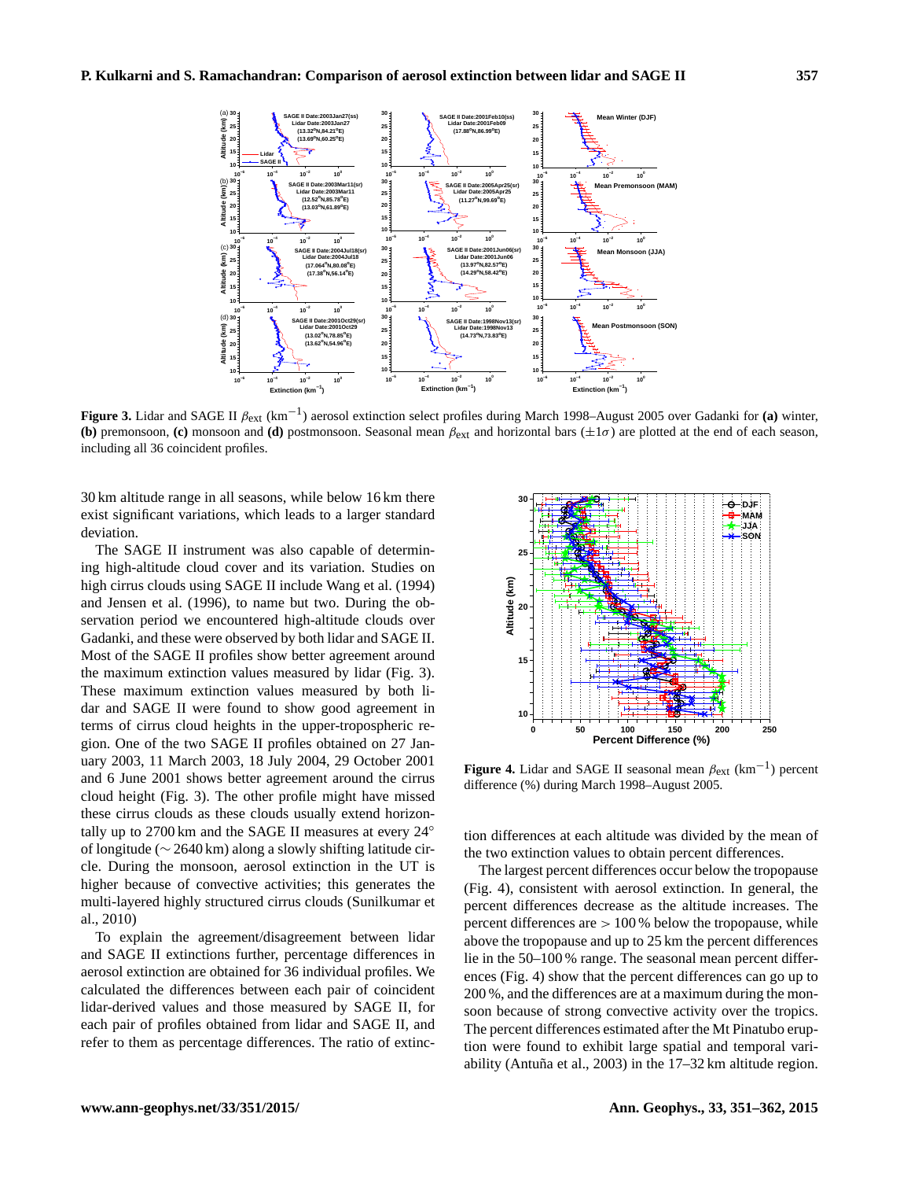**Figure 3.** Lidar and SAGE II $\beta_{\text{ext}}$ (km$^{-1}$) aerosol extinction select profiles during March 1998–August 2005 over Gadanki for **(a)** winter, **(b)** premonsoon, **(c)** monsoon and **(d)** postmonsoon. Seasonal mean $\beta_{\text{ext}}$ and horizontal bars ($\pm 1\sigma$) are plotted at the end of each season, including all 36 coincident profiles.

30 km altitude range in all seasons, while below 16 km there exist significant variations, which leads to a larger standard deviation.

The SAGE II instrument was also capable of determining high-altitude cloud cover and its variation. Studies on high cirrus clouds using SAGE II include Wang et al. (1994) and Jensen et al. (1996), to name but two. During the observation period we encountered high-altitude clouds over Gadanki, and these were observed by both lidar and SAGE II. Most of the SAGE II profiles show better agreement around the maximum extinction values measured by lidar (Fig. 3). These maximum extinction values measured by both lidar and SAGE II were found to show good agreement in terms of cirrus cloud heights in the upper-tropospheric region. One of the two SAGE II profiles obtained on 27 January 2003, 11 March 2003, 18 July 2004, 29 October 2001 and 6 June 2001 shows better agreement around the cirrus cloud height (Fig. 3). The other profile might have missed these cirrus clouds as these clouds usually extend horizontally up to 2700 km and the SAGE II measures at every 24° of longitude ($\sim$ 2640 km) along a slowly shifting latitude circle. During the monsoon, aerosol extinction in the UT is higher because of convective activities; this generates the multi-layered highly structured cirrus clouds (Sunilkumar et al., 2010)

To explain the agreement/disagreement between lidar and SAGE II extinctions further, percentage differences in aerosol extinction are obtained for 36 individual profiles. We calculated the differences between each pair of coincident lidar-derived values and those measured by SAGE II, for each pair of profiles obtained from lidar and SAGE II, and refer to them as percentage differences. The ratio of extinction differences at each altitude was divided by the mean of the two extinction values to obtain percent differences.

**Figure 4.** Lidar and SAGE II seasonal mean $\beta_{\text{ext}}$ (km$^{-1}$) percent difference (%) during March 1998–August 2005.

The largest percent differences occur below the tropopause (Fig. 4), consistent with aerosol extinction. In general, the percent differences decrease as the altitude increases. The percent differences are $>$ 100 % below the tropopause, while above the tropopause and up to 25 km the percent differences lie in the 50–100 % range. The seasonal mean percent differences (Fig. 4) show that the percent differences can go up to 200 %, and the differences are at a maximum during the monsoon because of strong convective activity over the tropics. The percent differences estimated after the Mt Pinatubo eruption were found to exhibit large spatial and temporal variability (Antuña et al., 2003) in the 17–32 km altitude region.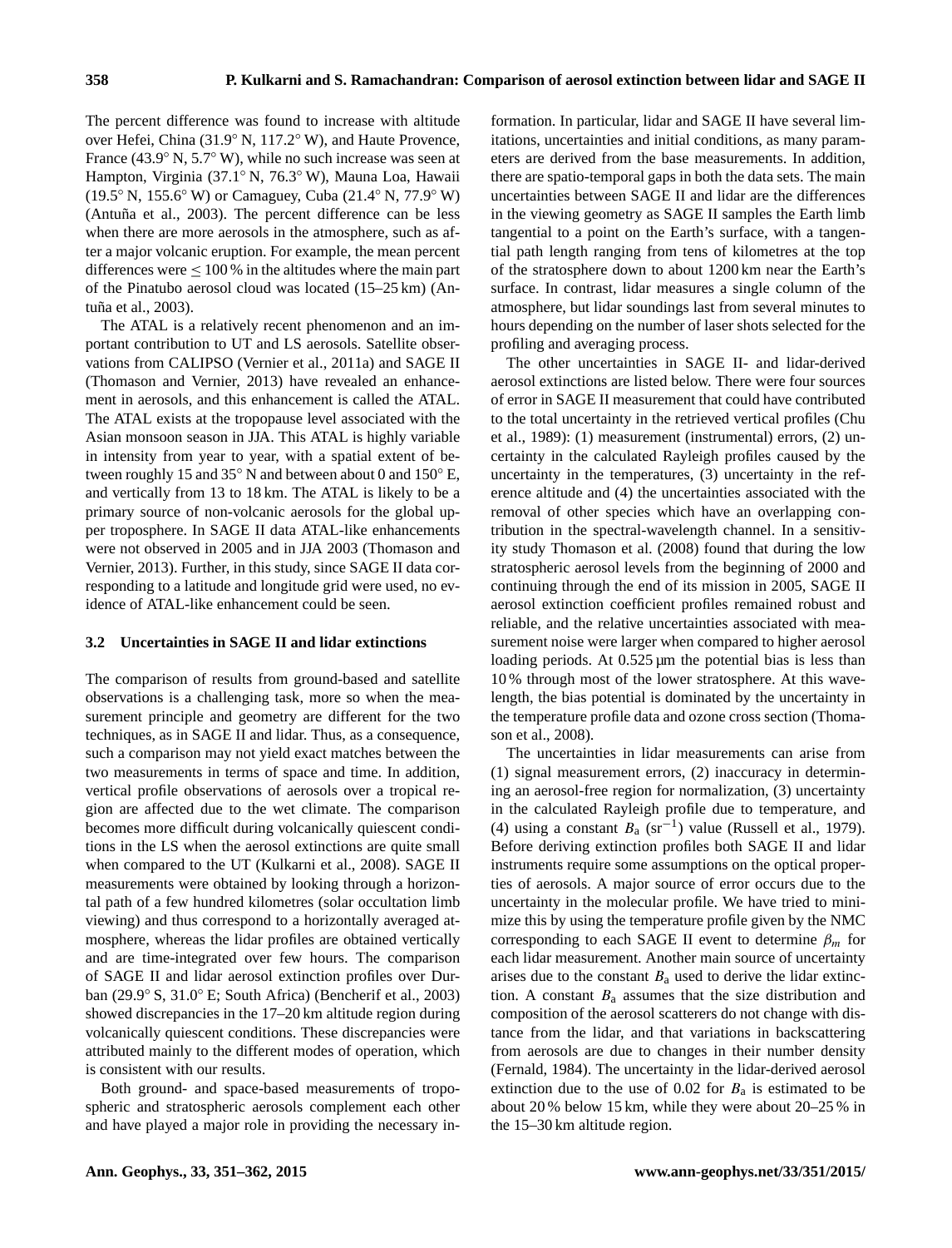The percent difference was found to increase with altitude over Hefei, China (31.9° N, 117.2° W), and Haute Provence, France (43.9° N, 5.7° W), while no such increase was seen at Hampton, Virginia (37.1° N, 76.3° W), Mauna Loa, Hawaii (19.5° N, 155.6° W) or Camaguey, Cuba (21.4° N, 77.9° W) (Antuña et al., 2003). The percent difference can be less when there are more aerosols in the atmosphere, such as after a major volcanic eruption. For example, the mean percent differences were $\leq 100$ % in the altitudes where the main part of the Pinatubo aerosol cloud was located (15–25 km) (Antuña et al., 2003).

The ATAL is a relatively recent phenomenon and an important contribution to UT and LS aerosols. Satellite observations from CALIPSO (Vernier et al., 2011a) and SAGE II (Thomason and Vernier, 2013) have revealed an enhancement in aerosols, and this enhancement is called the ATAL. The ATAL exists at the tropopause level associated with the Asian monsoon season in JJA. This ATAL is highly variable in intensity from year to year, with a spatial extent of between roughly 15 and 35° N and between about 0 and 150° E, and vertically from 13 to 18 km. The ATAL is likely to be a primary source of non-volcanic aerosols for the global upper troposphere. In SAGE II data ATAL-like enhancements were not observed in 2005 and in JJA 2003 (Thomason and Vernier, 2013). Further, in this study, since SAGE II data corresponding to a latitude and longitude grid were used, no evidence of ATAL-like enhancement could be seen.

### 3.2 Uncertainties in SAGE II and lidar extinctions

The comparison of results from ground-based and satellite observations is a challenging task, more so when the measurement principle and geometry are different for the two techniques, as in SAGE II and lidar. Thus, as a consequence, such a comparison may not yield exact matches between the two measurements in terms of space and time. In addition, vertical profile observations of aerosols over a tropical region are affected due to the wet climate. The comparison becomes more difficult during volcanically quiescent conditions in the LS when the aerosol extinctions are quite small when compared to the UT (Kulkarni et al., 2008). SAGE II measurements were obtained by looking through a horizontal path of a few hundred kilometres (solar occultation limb viewing) and thus correspond to a horizontally averaged atmosphere, whereas the lidar profiles are obtained vertically and are time-integrated over few hours. The comparison of SAGE II and lidar aerosol extinction profiles over Durban (29.9° S, 31.0° E; South Africa) (Bencherif et al., 2003) showed discrepancies in the 17–20 km altitude region during volcanically quiescent conditions. These discrepancies were attributed mainly to the different modes of operation, which is consistent with our results.

Both ground- and space-based measurements of tropospheric and stratospheric aerosols complement each other and have played a major role in providing the necessary information. In particular, lidar and SAGE II have several limitations, uncertainties and initial conditions, as many parameters are derived from the base measurements. In addition, there are spatio-temporal gaps in both the data sets. The main uncertainties between SAGE II and lidar are the differences in the viewing geometry as SAGE II samples the Earth limb tangential to a point on the Earth's surface, with a tangential path length ranging from tens of kilometres at the top of the stratosphere down to about 1200 km near the Earth's surface. In contrast, lidar measures a single column of the atmosphere, but lidar soundings last from several minutes to hours depending on the number of laser shots selected for the profiling and averaging process.

The other uncertainties in SAGE II- and lidar-derived aerosol extinctions are listed below. There were four sources of error in SAGE II measurement that could have contributed to the total uncertainty in the retrieved vertical profiles (Chu et al., 1989): (1) measurement (instrumental) errors, (2) uncertainty in the calculated Rayleigh profiles caused by the uncertainty in the temperatures, (3) uncertainty in the reference altitude and (4) the uncertainties associated with the removal of other species which have an overlapping contribution in the spectral-wavelength channel. In a sensitivity study Thomason et al. (2008) found that during the low stratospheric aerosol levels from the beginning of 2000 and continuing through the end of its mission in 2005, SAGE II aerosol extinction coefficient profiles remained robust and reliable, and the relative uncertainties associated with measurement noise were larger when compared to higher aerosol loading periods. At 0.525 µm the potential bias is less than 10 % through most of the lower stratosphere. At this wavelength, the bias potential is dominated by the uncertainty in the temperature profile data and ozone cross section (Thomason et al., 2008).

The uncertainties in lidar measurements can arise from (1) signal measurement errors, (2) inaccuracy in determining an aerosol-free region for normalization, (3) uncertainty in the calculated Rayleigh profile due to temperature, and (4) using a constant $B_a$ ($sr^{-1}$) value (Russell et al., 1979). Before deriving extinction profiles both SAGE II and lidar instruments require some assumptions on the optical properties of aerosols. A major source of error occurs due to the uncertainty in the molecular profile. We have tried to minimize this by using the temperature profile given by the NMC corresponding to each SAGE II event to determine $\beta_m$ for each lidar measurement. Another main source of uncertainty arises due to the constant $B_a$ used to derive the lidar extinction. A constant $B_a$ assumes that the size distribution and composition of the aerosol scatterers do not change with distance from the lidar, and that variations in backscattering from aerosols are due to changes in their number density (Fernald, 1984). The uncertainty in the lidar-derived aerosol extinction due to the use of 0.02 for $B_a$ is estimated to be about 20 % below 15 km, while they were about 20–25 % in the 15–30 km altitude region.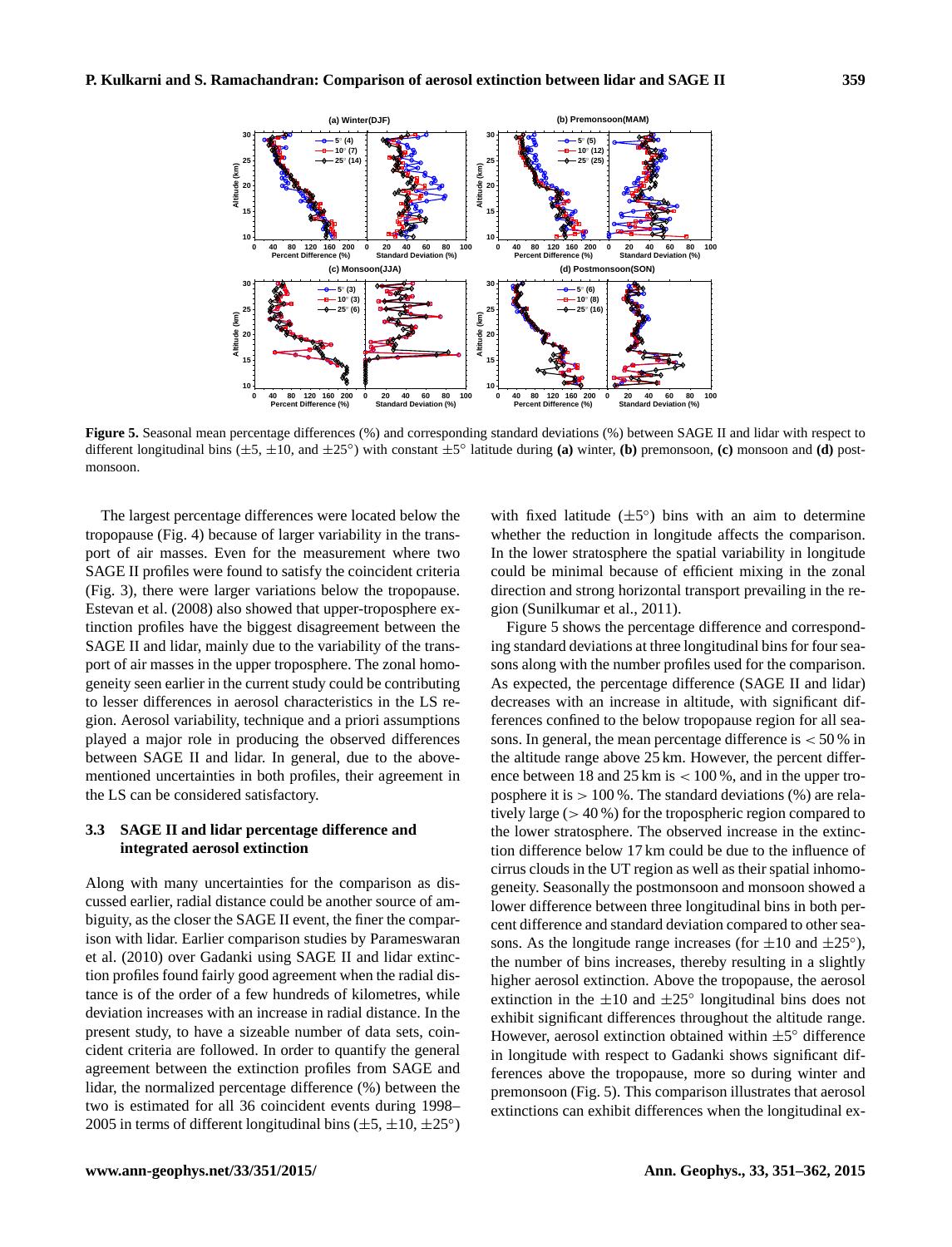**Figure 5.** Seasonal mean percentage differences (%) and corresponding standard deviations (%) between SAGE II and lidar with respect to different longitudinal bins (±5, ±10, and ±25°) with constant ±5° latitude during **(a)** winter, **(b)** premonsoon, **(c)** monsoon and **(d)** postmonsoon.

The largest percentage differences were located below the tropopause (Fig. 4) because of larger variability in the transport of air masses. Even for the measurement where two SAGE II profiles were found to satisfy the coincident criteria (Fig. 3), there were larger variations below the tropopause. Estevan et al. (2008) also showed that upper-troposphere extinction profiles have the biggest disagreement between the SAGE II and lidar, mainly due to the variability of the transport of air masses in the upper troposphere. The zonal homogeneity seen earlier in the current study could be contributing to lesser differences in aerosol characteristics in the LS region. Aerosol variability, technique and a priori assumptions played a major role in producing the observed differences between SAGE II and lidar. In general, due to the above-mentioned uncertainties in both profiles, their agreement in the LS can be considered satisfactory.

### 3.3 SAGE II and lidar percentage difference and integrated aerosol extinction

Along with many uncertainties for the comparison as discussed earlier, radial distance could be another source of ambiguity, as the closer the SAGE II event, the finer the comparison with lidar. Earlier comparison studies by Parameswaran et al. (2010) over Gadanki using SAGE II and lidar extinction profiles found fairly good agreement when the radial distance is of the order of a few hundreds of kilometres, while deviation increases with an increase in radial distance. In the present study, to have a sizeable number of data sets, coincident criteria are followed. In order to quantify the general agreement between the extinction profiles from SAGE and lidar, the normalized percentage difference (%) between the two is estimated for all 36 coincident events during 1998–2005 in terms of different longitudinal bins (±5, ±10, ±25°) with fixed latitude (±5°) bins with an aim to determine whether the reduction in longitude affects the comparison. In the lower stratosphere the spatial variability in longitude could be minimal because of efficient mixing in the zonal direction and strong horizontal transport prevailing in the region (Sunilkumar et al., 2011).

Figure 5 shows the percentage difference and corresponding standard deviations at three longitudinal bins for four seasons along with the number profiles used for the comparison. As expected, the percentage difference (SAGE II and lidar) decreases with an increase in altitude, with significant differences confined to the below tropopause region for all seasons. In general, the mean percentage difference is < 50 % in the altitude range above 25 km. However, the percent difference between 18 and 25 km is < 100 %, and in the upper troposphere it is > 100 %. The standard deviations (%) are relatively large (> 40 %) for the tropospheric region compared to the lower stratosphere. The observed increase in the extinction difference below 17 km could be due to the influence of cirrus clouds in the UT region as well as their spatial inhomogeneity. Seasonally the postmonsoon and monsoon showed a lower difference between three longitudinal bins in both percent difference and standard deviation compared to other seasons. As the longitude range increases (for ±10 and ±25°), the number of bins increases, thereby resulting in a slightly higher aerosol extinction. Above the tropopause, the aerosol extinction in the ±10 and ±25° longitudinal bins does not exhibit significant differences throughout the altitude range. However, aerosol extinction obtained within ±5° difference in longitude with respect to Gadanki shows significant differences above the tropopause, more so during winter and premonsoon (Fig. 5). This comparison illustrates that aerosol extinctions can exhibit differences when the longitudinal ex-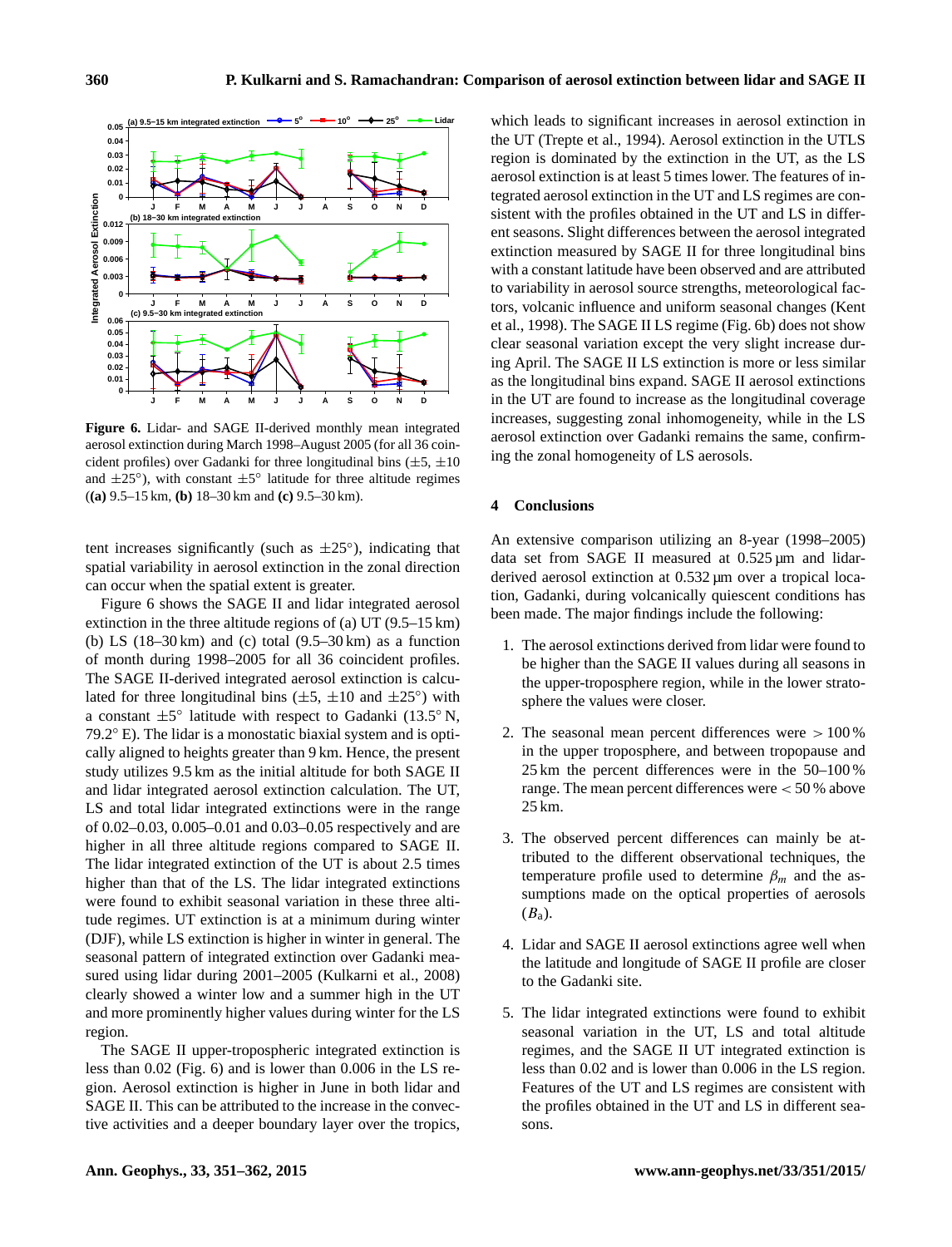**Figure 6.** Lidar- and SAGE II-derived monthly mean integrated aerosol extinction during March 1998–August 2005 (for all 36 coincident profiles) over Gadanki for three longitudinal bins (±5, ±10 and ±25°), with constant ±5° latitude for three altitude regimes (**(a)** 9.5–15 km, **(b)** 18–30 km and **(c)** 9.5–30 km).

tent increases significantly (such as ±25°), indicating that spatial variability in aerosol extinction in the zonal direction can occur when the spatial extent is greater.

Figure 6 shows the SAGE II and lidar integrated aerosol extinction in the three altitude regions of (a) UT (9.5–15 km) (b) LS (18–30 km) and (c) total (9.5–30 km) as a function of month during 1998–2005 for all 36 coincident profiles. The SAGE II-derived integrated aerosol extinction is calculated for three longitudinal bins (±5, ±10 and ±25°) with a constant ±5° latitude with respect to Gadanki (13.5° N, 79.2° E). The lidar is a monostatic biaxial system and is optically aligned to heights greater than 9 km. Hence, the present study utilizes 9.5 km as the initial altitude for both SAGE II and lidar integrated aerosol extinction calculation. The UT, LS and total lidar integrated extinctions were in the range of 0.02–0.03, 0.005–0.01 and 0.03–0.05 respectively and are higher in all three altitude regions compared to SAGE II. The lidar integrated extinction of the UT is about 2.5 times higher than that of the LS. The lidar integrated extinctions were found to exhibit seasonal variation in these three altitude regimes. UT extinction is at a minimum during winter (DJF), while LS extinction is higher in winter in general. The seasonal pattern of integrated extinction over Gadanki measured using lidar during 2001–2005 (Kulkarni et al., 2008) clearly showed a winter low and a summer high in the UT and more prominently higher values during winter for the LS region.

The SAGE II upper-tropospheric integrated extinction is less than 0.02 (Fig. 6) and is lower than 0.006 in the LS region. Aerosol extinction is higher in June in both lidar and SAGE II. This can be attributed to the increase in the convective activities and a deeper boundary layer over the tropics, which leads to significant increases in aerosol extinction in the UT (Trepte et al., 1994). Aerosol extinction in the UTLS region is dominated by the extinction in the UT, as the LS aerosol extinction is at least 5 times lower. The features of integrated aerosol extinction in the UT and LS regimes are consistent with the profiles obtained in the UT and LS in different seasons. Slight differences between the aerosol integrated extinction measured by SAGE II for three longitudinal bins with a constant latitude have been observed and are attributed to variability in aerosol source strengths, meteorological factors, volcanic influence and uniform seasonal changes (Kent et al., 1998). The SAGE II LS regime (Fig. 6b) does not show clear seasonal variation except the very slight increase during April. The SAGE II LS extinction is more or less similar as the longitudinal bins expand. SAGE II aerosol extinctions in the UT are found to increase as the longitudinal coverage increases, suggesting zonal inhomogeneity, while in the LS aerosol extinction over Gadanki remains the same, confirming the zonal homogeneity of LS aerosols.

## 4 Conclusions

An extensive comparison utilizing an 8-year (1998–2005) data set from SAGE II measured at 0.525 µm and lidar-derived aerosol extinction at 0.532 µm over a tropical location, Gadanki, during volcanically quiescent conditions has been made. The major findings include the following:

1. The aerosol extinctions derived from lidar were found to be higher than the SAGE II values during all seasons in the upper-troposphere region, while in the lower stratosphere the values were closer.
2. The seasonal mean percent differences were > 100 % in the upper troposphere, and between tropopause and 25 km the percent differences were in the 50–100 % range. The mean percent differences were < 50 % above 25 km.
3. The observed percent differences can mainly be attributed to the different observational techniques, the temperature profile used to determine $\beta_m$ and the assumptions made on the optical properties of aerosols ($B_a$).
4. Lidar and SAGE II aerosol extinctions agree well when the latitude and longitude of SAGE II profile are closer to the Gadanki site.
5. The lidar integrated extinctions were found to exhibit seasonal variation in the UT, LS and total altitude regimes, and the SAGE II UT integrated extinction is less than 0.02 and is lower than 0.006 in the LS region. Features of the UT and LS regimes are consistent with the profiles obtained in the UT and LS in different seasons.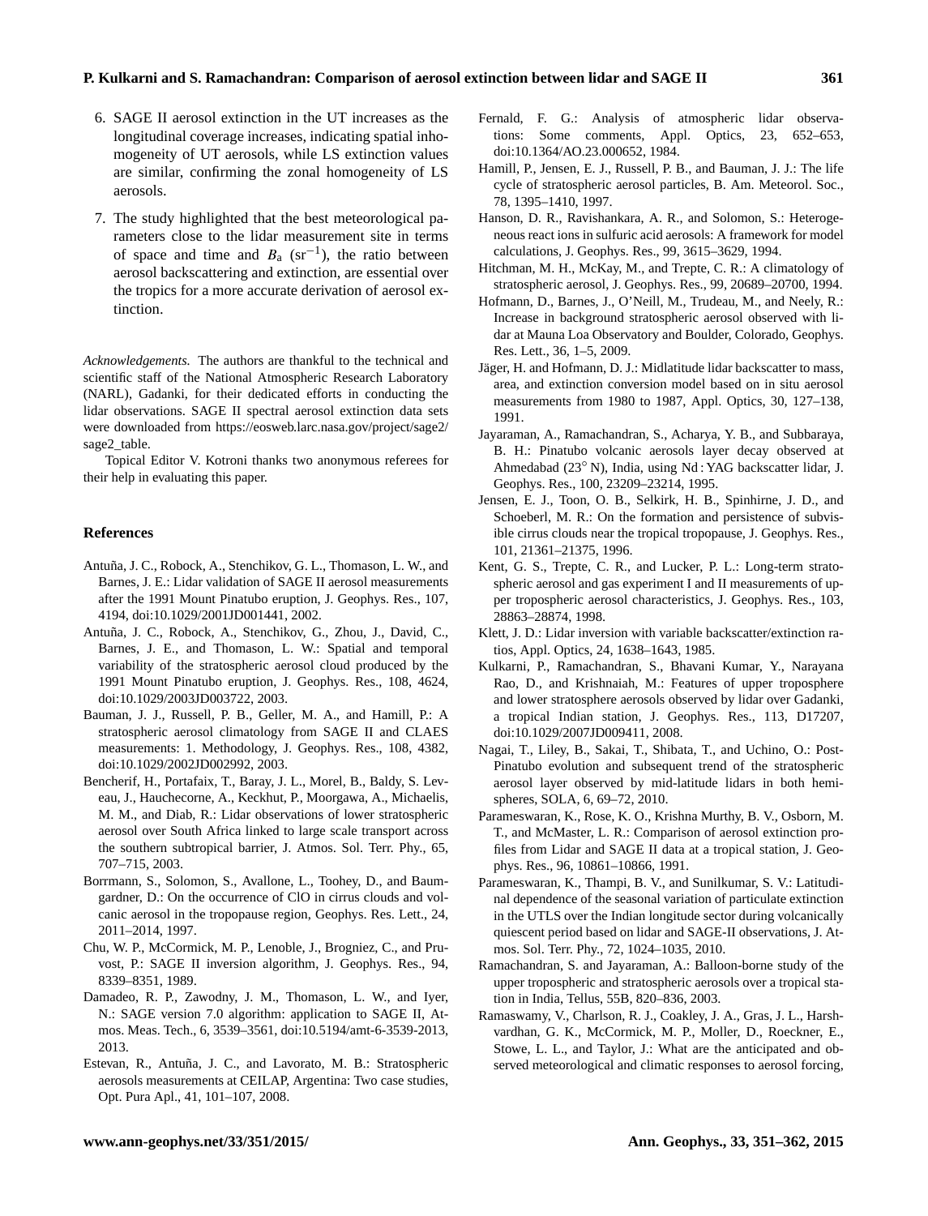6. SAGE II aerosol extinction in the UT increases as the longitudinal coverage increases, indicating spatial inhomogeneity of UT aerosols, while LS extinction values are similar, confirming the zonal homogeneity of LS aerosols.

7. The study highlighted that the best meteorological parameters close to the lidar measurement site in terms of space and time and $B_a$ ($sr^{-1}$), the ratio between aerosol backscattering and extinction, are essential over the tropics for a more accurate derivation of aerosol extinction.

*Acknowledgements.* The authors are thankful to the technical and scientific staff of the National Atmospheric Research Laboratory (NARL), Gadanki, for their dedicated efforts in conducting the lidar observations. SAGE II spectral aerosol extinction data sets were downloaded from https://eosweb.larc.nasa.gov/project/sage2/sage2_table.

Topical Editor V. Kotroni thanks two anonymous referees for their help in evaluating this paper.

## References

Antuña, J. C., Robock, A., Stenchikov, G. L., Thomason, L. W., and Barnes, J. E.: Lidar validation of SAGE II aerosol measurements after the 1991 Mount Pinatubo eruption, J. Geophys. Res., 107, 4194, doi:10.1029/2001JD001441, 2002.

Antuña, J. C., Robock, A., Stenchikov, G., Zhou, J., David, C., Barnes, J. E., and Thomason, L. W.: Spatial and temporal variability of the stratospheric aerosol cloud produced by the 1991 Mount Pinatubo eruption, J. Geophys. Res., 108, 4624, doi:10.1029/2003JD003722, 2003.

Bauman, J. J., Russell, P. B., Geller, M. A., and Hamill, P.: A stratospheric aerosol climatology from SAGE II and CLAES measurements: 1. Methodology, J. Geophys. Res., 108, 4382, doi:10.1029/2002JD002992, 2003.

Bencherif, H., Portafaix, T., Baray, J. L., Morel, B., Baldy, S. Leveau, J., Hauchecorne, A., Keckhut, P., Moorgawa, A., Michaelis, M. M., and Diab, R.: Lidar observations of lower stratospheric aerosol over South Africa linked to large scale transport across the southern subtropical barrier, J. Atmos. Sol. Terr. Phy., 65, 707–715, 2003.

Borrmann, S., Solomon, S., Avallone, L., Toohey, D., and Baumgardner, D.: On the occurrence of ClO in cirrus clouds and volcanic aerosol in the tropopause region, Geophys. Res. Lett., 24, 2011–2014, 1997.

Chu, W. P., McCormick, M. P., Lenoble, J., Brogniez, C., and Pruvost, P.: SAGE II inversion algorithm, J. Geophys. Res., 94, 8339–8351, 1989.

Damadeo, R. P., Zawodny, J. M., Thomason, L. W., and Iyer, N.: SAGE version 7.0 algorithm: application to SAGE II, Atmos. Meas. Tech., 6, 3539–3561, doi:10.5194/amt-6-3539-2013, 2013.

Estevan, R., Antuña, J. C., and Lavorato, M. B.: Stratospheric aerosols measurements at CEILAP, Argentina: Two case studies, Opt. Pura Apl., 41, 101–107, 2008.

Fernald, F. G.: Analysis of atmospheric lidar observations: Some comments, Appl. Optics, 23, 652–653, doi:10.1364/AO.23.000652, 1984.

Hamill, P., Jensen, E. J., Russell, P. B., and Bauman, J. J.: The life cycle of stratospheric aerosol particles, B. Am. Meteorol. Soc., 78, 1395–1410, 1997.

Hanson, D. R., Ravishankara, A. R., and Solomon, S.: Heterogeneous react ions in sulfuric acid aerosols: A framework for model calculations, J. Geophys. Res., 99, 3615–3629, 1994.

Hitchman, M. H., McKay, M., and Trepte, C. R.: A climatology of stratospheric aerosol, J. Geophys. Res., 99, 20689–20700, 1994.

Hofmann, D., Barnes, J., O'Neill, M., Trudeau, M., and Neely, R.: Increase in background stratospheric aerosol observed with lidar at Mauna Loa Observatory and Boulder, Colorado, Geophys. Res. Lett., 36, 1–5, 2009.

Jäger, H. and Hofmann, D. J.: Midlatitude lidar backscatter to mass, area, and extinction conversion model based on in situ aerosol measurements from 1980 to 1987, Appl. Optics, 30, 127–138, 1991.

Jayaraman, A., Ramachandran, S., Acharya, Y. B., and Subbaraya, B. H.: Pinatubo volcanic aerosols layer decay observed at Ahmedabad (23° N), India, using Nd : YAG backscatter lidar, J. Geophys. Res., 100, 23209–23214, 1995.

Jensen, E. J., Toon, O. B., Selkirk, H. B., Spinhirne, J. D., and Schoeberl, M. R.: On the formation and persistence of subvisible cirrus clouds near the tropical tropopause, J. Geophys. Res., 101, 21361–21375, 1996.

Kent, G. S., Trepte, C. R., and Lucker, P. L.: Long-term stratospheric aerosol and gas experiment I and II measurements of upper tropospheric aerosol characteristics, J. Geophys. Res., 103, 28863–28874, 1998.

Klett, J. D.: Lidar inversion with variable backscatter/extinction ratios, Appl. Optics, 24, 1638–1643, 1985.

Kulkarni, P., Ramachandran, S., Bhavani Kumar, Y., Narayana Rao, D., and Krishnaiah, M.: Features of upper troposphere and lower stratosphere aerosols observed by lidar over Gadanki, a tropical Indian station, J. Geophys. Res., 113, D17207, doi:10.1029/2007JD009411, 2008.

Nagai, T., Liley, B., Sakai, T., Shibata, T., and Uchino, O.: Post-Pinatubo evolution and subsequent trend of the stratospheric aerosol layer observed by mid-latitude lidars in both hemispheres, SOLA, 6, 69–72, 2010.

Parameswaran, K., Rose, K. O., Krishna Murthy, B. V., Osborn, M. T., and McMaster, L. R.: Comparison of aerosol extinction profiles from Lidar and SAGE II data at a tropical station, J. Geophys. Res., 96, 10861–10866, 1991.

Parameswaran, K., Thampi, B. V., and Sunilkumar, S. V.: Latitudinal dependence of the seasonal variation of particulate extinction in the UTLS over the Indian longitude sector during volcanically quiescent period based on lidar and SAGE-II observations, J. Atmos. Sol. Terr. Phy., 72, 1024–1035, 2010.

Ramachandran, S. and Jayaraman, A.: Balloon-borne study of the upper tropospheric and stratospheric aerosols over a tropical station in India, Tellus, 55B, 820–836, 2003.

Ramaswamy, V., Charlson, R. J., Coakley, J. A., Gras, J. L., Harshvardhan, G. K., McCormick, M. P., Moller, D., Roeckner, E., Stowe, L. L., and Taylor, J.: What are the anticipated and observed meteorological and climatic responses to aerosol forcing,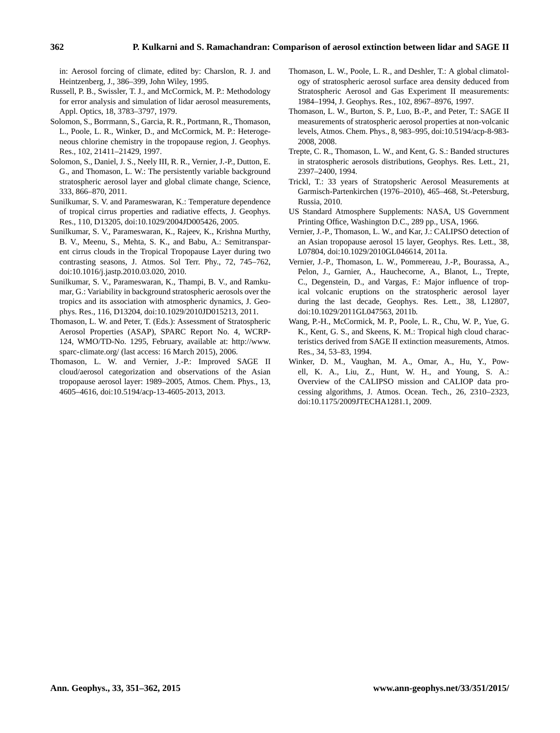in: Aerosol forcing of climate, edited by: Charslon, R. J. and Heintzenberg, J., 386–399, John Wiley, 1995.

Russell, P. B., Swissler, T. J., and McCormick, M. P.: Methodology for error analysis and simulation of lidar aerosol measurements, Appl. Optics, 18, 3783–3797, 1979.

Solomon, S., Borrmann, S., Garcia, R. R., Portmann, R., Thomason, L., Poole, L. R., Winker, D., and McCormick, M. P.: Heterogeneous chlorine chemistry in the tropopause region, J. Geophys. Res., 102, 21411–21429, 1997.

Solomon, S., Daniel, J. S., Neely III, R. R., Vernier, J.-P., Dutton, E. G., and Thomason, L. W.: The persistently variable background stratospheric aerosol layer and global climate change, Science, 333, 866–870, 2011.

Sunilkumar, S. V. and Parameswaran, K.: Temperature dependence of tropical cirrus properties and radiative effects, J. Geophys. Res., 110, D13205, doi:10.1029/2004JD005426, 2005.

Sunilkumar, S. V., Parameswaran, K., Rajeev, K., Krishna Murthy, B. V., Meenu, S., Mehta, S. K., and Babu, A.: Semitransparent cirrus clouds in the Tropical Tropopause Layer during two contrasting seasons, J. Atmos. Sol Terr. Phy., 72, 745–762, doi:10.1016/j.jastp.2010.03.020, 2010.

Sunilkumar, S. V., Parameswaran, K., Thampi, B. V., and Ramkumar, G.: Variability in background stratospheric aerosols over the tropics and its association with atmospheric dynamics, J. Geophys. Res., 116, D13204, doi:10.1029/2010JD015213, 2011.

Thomason, L. W. and Peter, T. (Eds.): Assessment of Stratospheric Aerosol Properties (ASAP), SPARC Report No. 4, WCRP-124, WMO/TD-No. 1295, February, available at: http://www.sparc-climate.org/ (last access: 16 March 2015), 2006.

Thomason, L. W. and Vernier, J.-P.: Improved SAGE II cloud/aerosol categorization and observations of the Asian tropopause aerosol layer: 1989–2005, Atmos. Chem. Phys., 13, 4605–4616, doi:10.5194/acp-13-4605-2013, 2013.

Thomason, L. W., Poole, L. R., and Deshler, T.: A global climatology of stratospheric aerosol surface area density deduced from Stratospheric Aerosol and Gas Experiment II measurements: 1984–1994, J. Geophys. Res., 102, 8967–8976, 1997.

Thomason, L. W., Burton, S. P., Luo, B.-P., and Peter, T.: SAGE II measurements of stratospheric aerosol properties at non-volcanic levels, Atmos. Chem. Phys., 8, 983–995, doi:10.5194/acp-8-983-2008, 2008.

Trepte, C. R., Thomason, L. W., and Kent, G. S.: Banded structures in stratospheric aerosols distributions, Geophys. Res. Lett., 21, 2397–2400, 1994.

Trickl, T.: 33 years of Stratopsheric Aerosol Measurements at Garmisch-Partenkirchen (1976–2010), 465–468, St.-Petersburg, Russia, 2010.

US Standard Atmosphere Supplements: NASA, US Government Printing Office, Washington D.C., 289 pp., USA, 1966.

Vernier, J.-P., Thomason, L. W., and Kar, J.: CALIPSO detection of an Asian tropopause aerosol 15 layer, Geophys. Res. Lett., 38, L07804, doi:10.1029/2010GL046614, 2011a.

Vernier, J.-P., Thomason, L. W., Pommereau, J.-P., Bourassa, A., Pelon, J., Garnier, A., Hauchecorne, A., Blanot, L., Trepte, C., Degenstein, D., and Vargas, F.: Major influence of tropical volcanic eruptions on the stratospheric aerosol layer during the last decade, Geophys. Res. Lett., 38, L12807, doi:10.1029/2011GL047563, 2011b.

Wang, P.-H., McCormick, M. P., Poole, L. R., Chu, W. P., Yue, G. K., Kent, G. S., and Skeens, K. M.: Tropical high cloud characteristics derived from SAGE II extinction measurements, Atmos. Res., 34, 53–83, 1994.

Winker, D. M., Vaughan, M. A., Omar, A., Hu, Y., Powell, K. A., Liu, Z., Hunt, W. H., and Young, S. A.: Overview of the CALIPSO mission and CALIOP data processing algorithms, J. Atmos. Ocean. Tech., 26, 2310–2323, doi:10.1175/2009JTECHA1281.1, 2009.